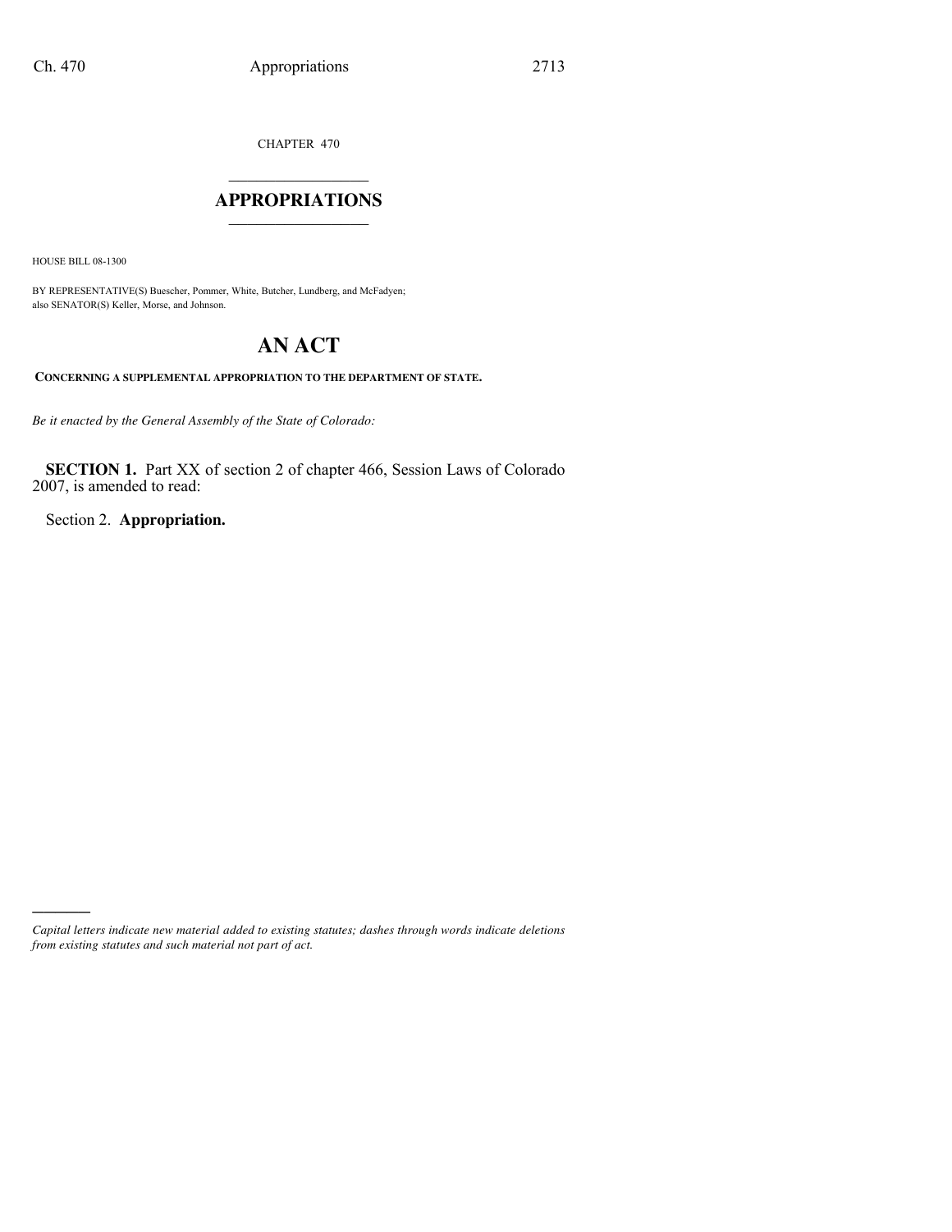CHAPTER 470

## APPROPRIATIONS

HOUSE BILL 08-1300

BY REPRESENTATIVE(S) Buescher, Pommer, White, Butcher, Lundberg, and McFadyen; also SENATOR(S) Keller, Morse, and Johnson.

# AN ACT

**CONCERNING A SUPPLEMENTAL APPROPRIATION TO THE DEPARTMENT OF STATE.**

*Be it enacted by the General Assembly of the State of Colorado:*

**SECTION 1.** Part XX of section 2 of chapter 466, Session Laws of Colorado 2007, is amended to read:

Section 2. **Appropriation.**

*Capital letters indicate new material added to existing statutes; dashes through words indicate deletions from existing statutes and such material not part of act.*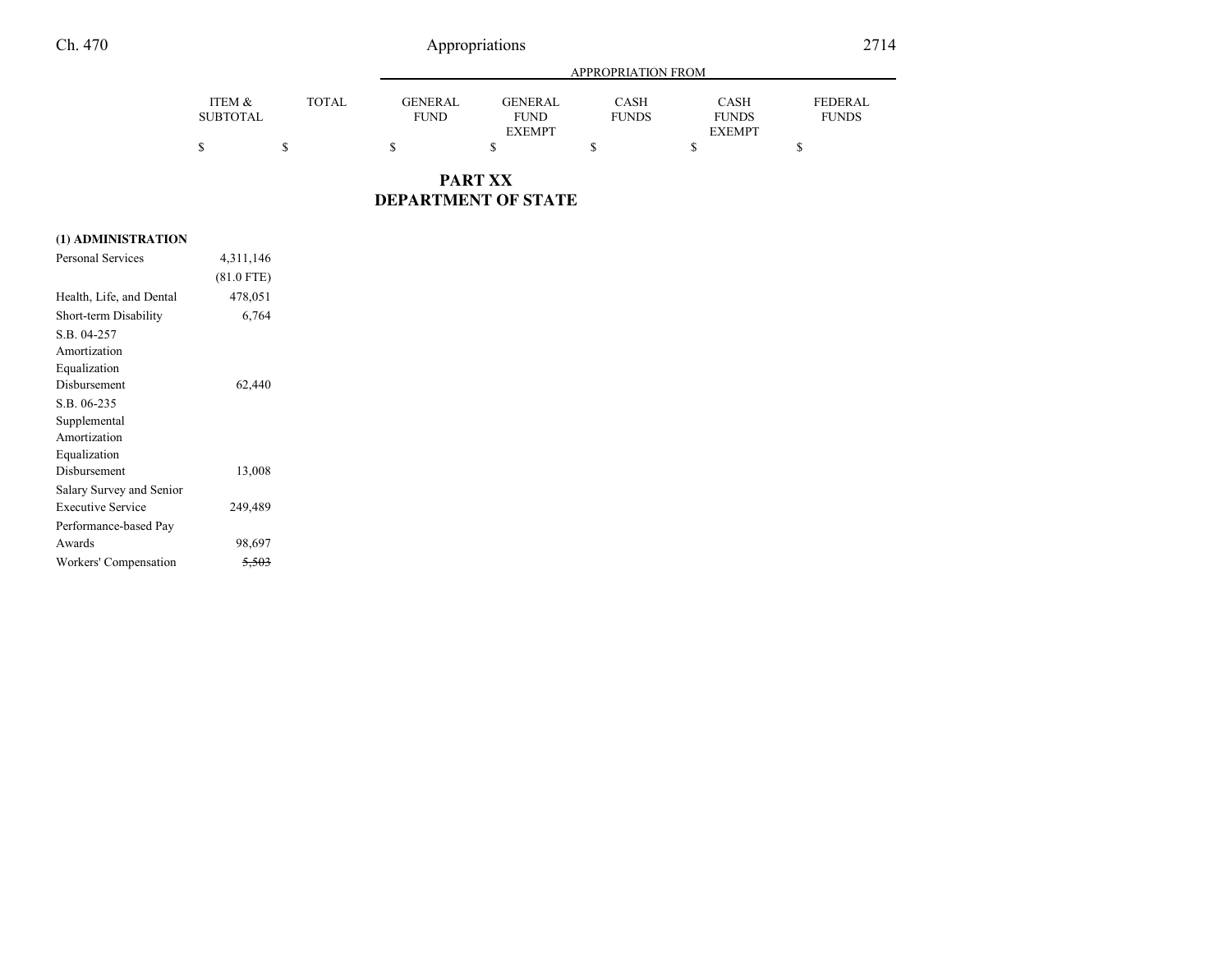## PART XX
## DEPARTMENT OF STATE

| | ITEM & SUBTOTAL | TOTAL | GENERAL FUND | GENERAL FUND EXEMPT | CASH FUNDS | CASH FUNDS EXEMPT | FEDERAL FUNDS |
|---|---|---|---|---|---|---|---|
| | $ | $ | $ | $ | $ | $ | $ |
| **(1) ADMINISTRATION** | | | | | | | |
| Personal Services | 4,311,146 | | | | | | |
| | (81.0 FTE) | | | | | | |
| Health, Life, and Dental | 478,051 | | | | | | |
| Short-term Disability | 6,764 | | | | | | |
| S.B. 04-257 Amortization Equalization Disbursement | 62,440 | | | | | | |
| S.B. 06-235 Supplemental Amortization Equalization Disbursement | 13,008 | | | | | | |
| Salary Survey and Senior Executive Service | 249,489 | | | | | | |
| Performance-based Pay Awards | 98,697 | | | | | | |
| Workers' Compensation | ~~5,503~~ | | | | | | |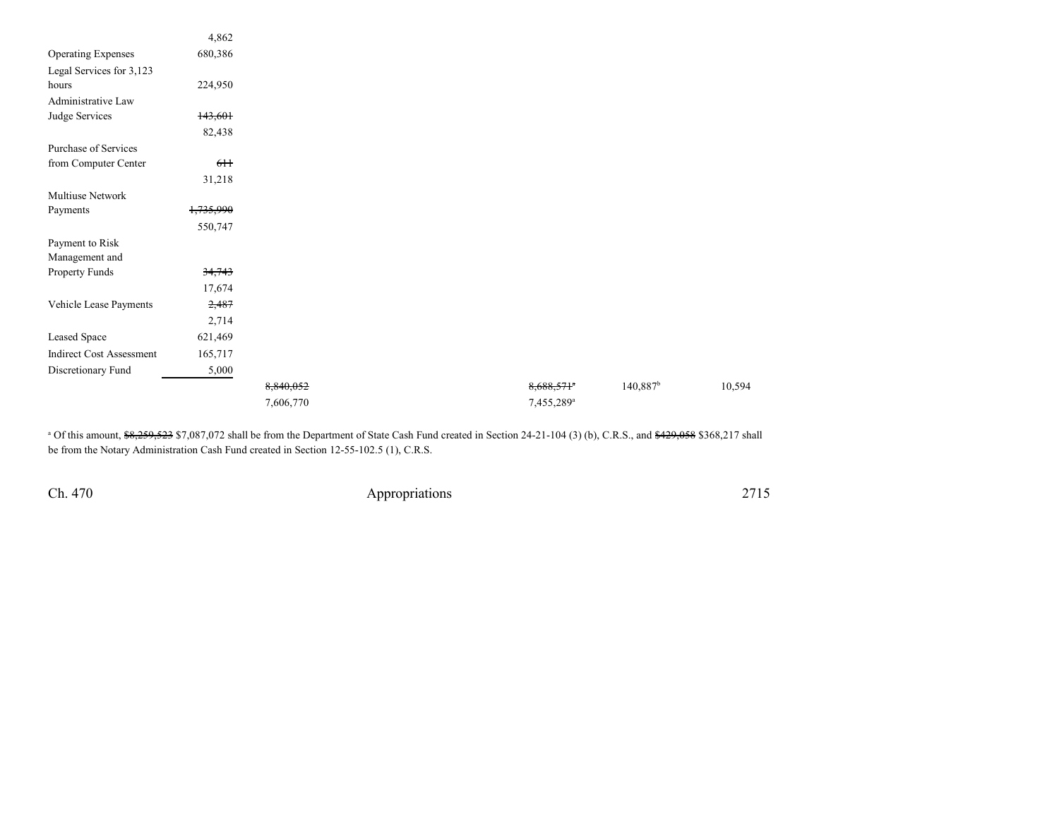| | | | | | | | |
|---|---|---|---|---|---|---|---|
| | 4,862 | | | | | | |
| Operating Expenses | 680,386 | | | | | | |
| Legal Services for 3,123 hours | 224,950 | | | | | | |
| Administrative Law Judge Services | ~~143,601~~ 82,438 | | | | | | |
| Purchase of Services from Computer Center | ~~611~~ 31,218 | | | | | | |
| Multiuse Network Payments | ~~1,735,990~~ 550,747 | | | | | | |
| Payment to Risk Management and Property Funds | ~~34,743~~ 17,674 | | | | | | |
| Vehicle Lease Payments | ~~2,487~~ 2,714 | | | | | | |
| Leased Space | 621,469 | | | | | | |
| Indirect Cost Assessment | 165,717 | | | | | | |
| Discretionary Fund | 5,000 | | | | | | |
| | | ~~8,840,052~~ 7,606,770 | | | ~~8,688,571~~[a] 7,455,289[a] | 140,887[b] | 10,594 |

[a] Of this amount, ~~$8,259,523~~ $7,087,072 shall be from the Department of State Cash Fund created in Section 24-21-104 (3) (b), C.R.S., and ~~$429,058~~ $368,217 shall be from the Notary Administration Cash Fund created in Section 12-55-102.5 (1), C.R.S.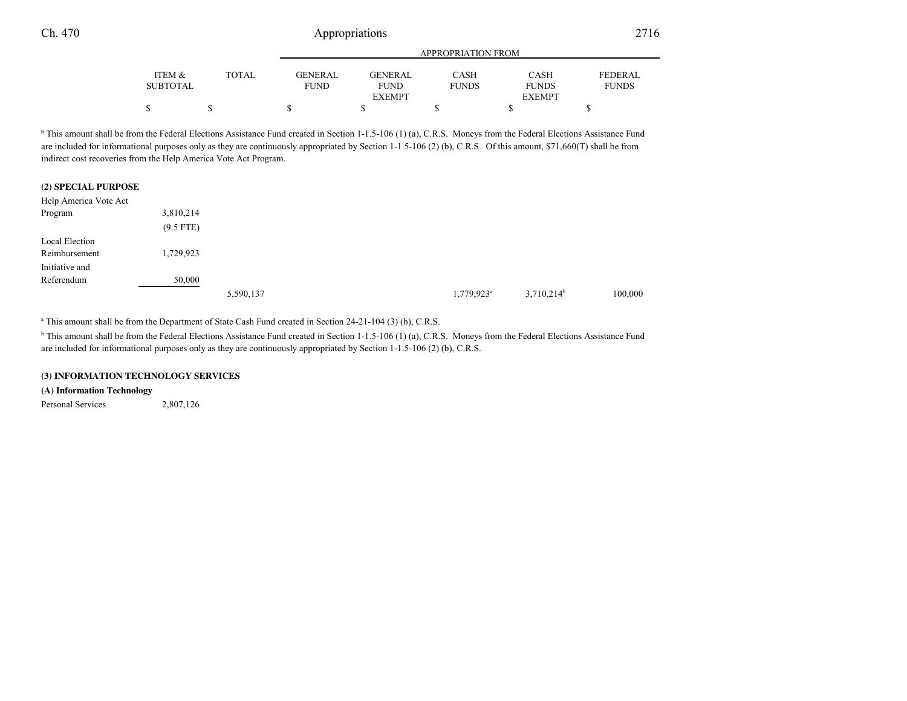| | ITEM & SUBTOTAL | TOTAL | APPROPRIATION FROM | | | | |
|---|---|---|---|---|---|---|---|
| | | | GENERAL FUND | GENERAL FUND EXEMPT | CASH FUNDS | CASH FUNDS EXEMPT | FEDERAL FUNDS |
| | $ | $ | $ | $ | $ | $ | $ |

[b] This amount shall be from the Federal Elections Assistance Fund created in Section 1-1.5-106 (1) (a), C.R.S. Moneys from the Federal Elections Assistance Fund are included for informational purposes only as they are continuously appropriated by Section 1-1.5-106 (2) (b), C.R.S. Of this amount, $71,660(T) shall be from indirect cost recoveries from the Help America Vote Act Program.

**(2) SPECIAL PURPOSE**

| | ITEM & SUBTOTAL | TOTAL | GENERAL FUND | GENERAL FUND EXEMPT | CASH FUNDS | CASH FUNDS EXEMPT | FEDERAL FUNDS |
|---|---|---|---|---|---|---|---|
| Help America Vote Act Program | 3,810,214 | | | | | | |
| | (9.5 FTE) | | | | | | |
| Local Election Reimbursement | 1,729,923 | | | | | | |
| Initiative and Referendum | 50,000 | | | | | | |
| | | 5,590,137 | | | 1,779,923[a] | 3,710,214[b] | 100,000 |

[a] This amount shall be from the Department of State Cash Fund created in Section 24-21-104 (3) (b), C.R.S.

[b] This amount shall be from the Federal Elections Assistance Fund created in Section 1-1.5-106 (1) (a), C.R.S. Moneys from the Federal Elections Assistance Fund are included for informational purposes only as they are continuously appropriated by Section 1-1.5-106 (2) (b), C.R.S.

**(3) INFORMATION TECHNOLOGY SERVICES**

**(A) Information Technology**

| | ITEM & SUBTOTAL | TOTAL | GENERAL FUND | GENERAL FUND EXEMPT | CASH FUNDS | CASH FUNDS EXEMPT | FEDERAL FUNDS |
|---|---|---|---|---|---|---|---|
| Personal Services | 2,807,126 | | | | | | |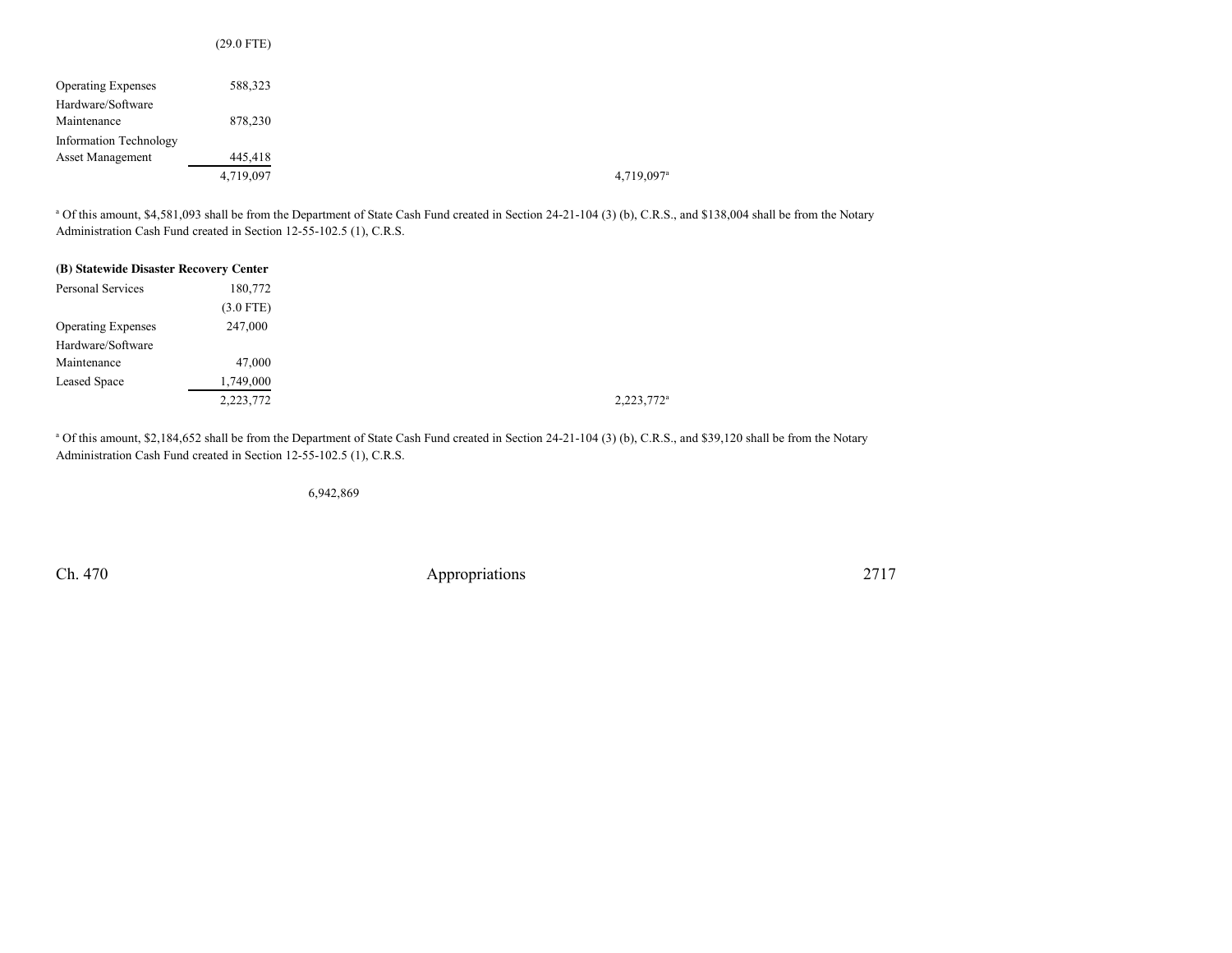| | | | |
|---|---|---|---|
| | (29.0 FTE) | | |
| Operating Expenses | 588,323 | | |
| Hardware/Software Maintenance | 878,230 | | |
| Information Technology Asset Management | 445,418 | | |
| | 4,719,097 | | 4,719,097[a] |

[a] Of this amount, $4,581,093 shall be from the Department of State Cash Fund created in Section 24-21-104 (3) (b), C.R.S., and $138,004 shall be from the Notary Administration Cash Fund created in Section 12-55-102.5 (1), C.R.S.

**(B) Statewide Disaster Recovery Center**

| | | | |
|---|---|---|---|
| Personal Services | 180,772 | | |
| | (3.0 FTE) | | |
| Operating Expenses | 247,000 | | |
| Hardware/Software Maintenance | 47,000 | | |
| Leased Space | 1,749,000 | | |
| | 2,223,772 | | 2,223,772[a] |

[a] Of this amount, $2,184,652 shall be from the Department of State Cash Fund created in Section 24-21-104 (3) (b), C.R.S., and $39,120 shall be from the Notary Administration Cash Fund created in Section 12-55-102.5 (1), C.R.S.

6,942,869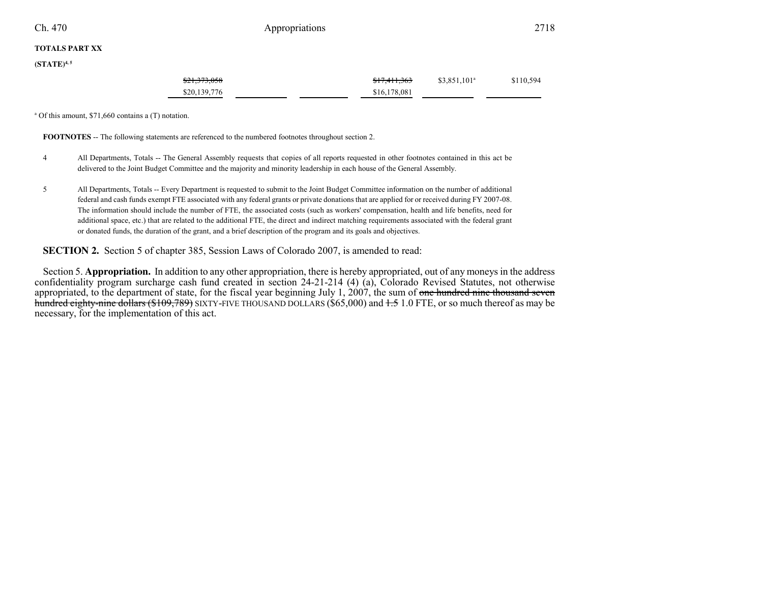**TOTALS PART XX**

**(STATE)[4, 5]**

| | | | | | |
|---|---|---|---|---|---|
| ~~$21,373,058~~ | | | ~~$17,411,363~~ | $3,851,101[a] | $110,594 |
| $20,139,776 | | | $16,178,081 | | |

[a] Of this amount, $71,660 contains a (T) notation.

**FOOTNOTES** -- The following statements are referenced to the numbered footnotes throughout section 2.

4 All Departments, Totals -- The General Assembly requests that copies of all reports requested in other footnotes contained in this act be delivered to the Joint Budget Committee and the majority and minority leadership in each house of the General Assembly.

5 All Departments, Totals -- Every Department is requested to submit to the Joint Budget Committee information on the number of additional federal and cash funds exempt FTE associated with any federal grants or private donations that are applied for or received during FY 2007-08. The information should include the number of FTE, the associated costs (such as workers' compensation, health and life benefits, need for additional space, etc.) that are related to the additional FTE, the direct and indirect matching requirements associated with the federal grant or donated funds, the duration of the grant, and a brief description of the program and its goals and objectives.

**SECTION 2.** Section 5 of chapter 385, Session Laws of Colorado 2007, is amended to read:

Section 5. **Appropriation.** In addition to any other appropriation, there is hereby appropriated, out of any moneys in the address confidentiality program surcharge cash fund created in section 24-21-214 (4) (a), Colorado Revised Statutes, not otherwise appropriated, to the department of state, for the fiscal year beginning July 1, 2007, the sum of ~~one hundred nine thousand seven hundred eighty-nine dollars ($109,789)~~ SIXTY-FIVE THOUSAND DOLLARS ($65,000) and ~~1.5~~ 1.0 FTE, or so much thereof as may be necessary, for the implementation of this act.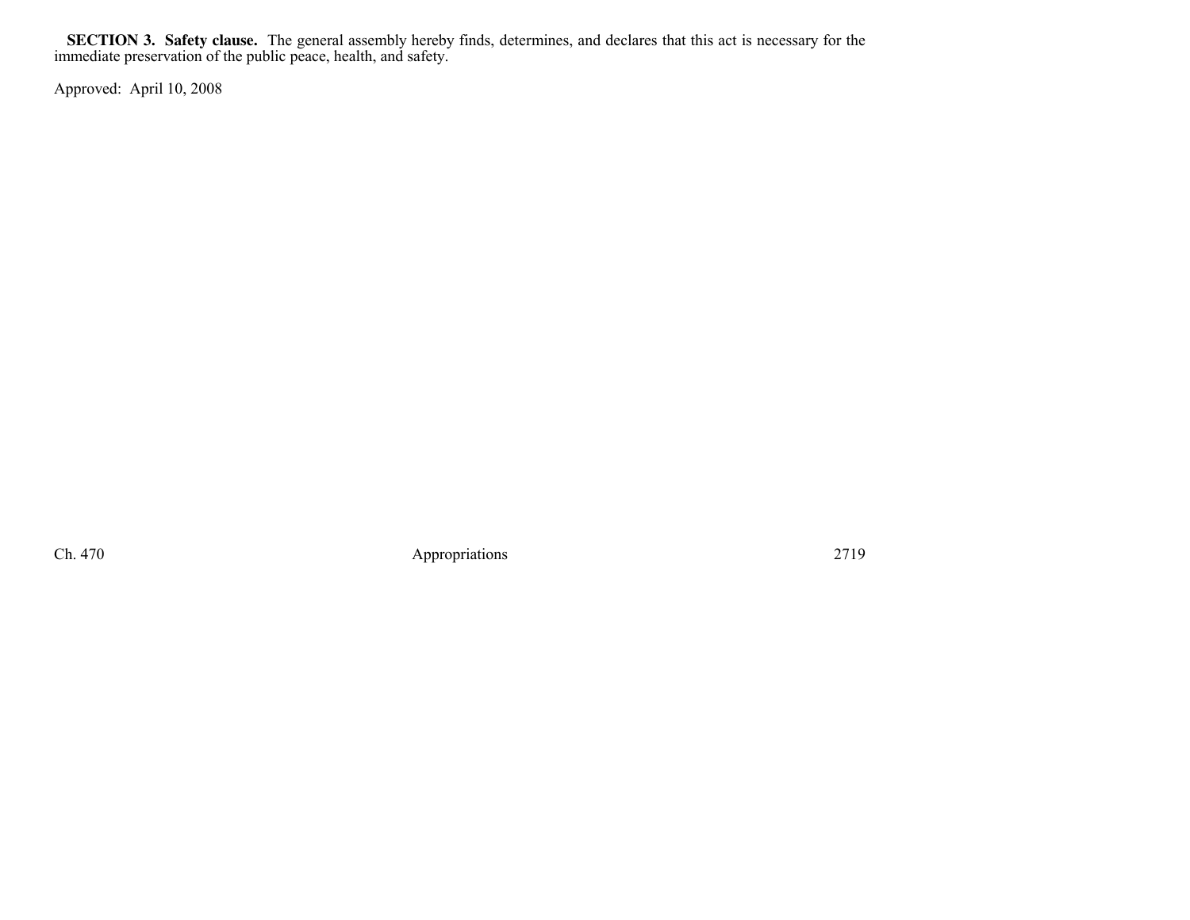**SECTION 3. Safety clause.** The general assembly hereby finds, determines, and declares that this act is necessary for the immediate preservation of the public peace, health, and safety.

Approved: April 10, 2008